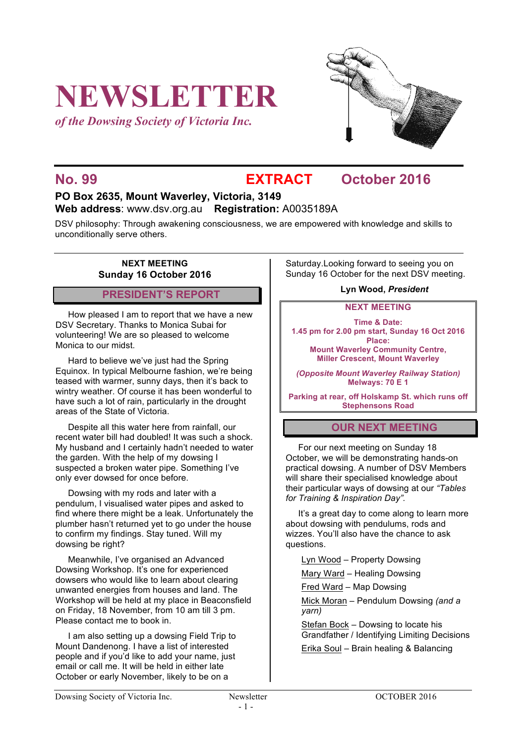# NEWSLETTER

*of the Dowsing Society of Victoria Inc.*

## No. 99 EXTRACT October 2016

**PO Box 2635, Mount Waverley, Victoria, 3149**
**Web address**: www.dsv.org.au **Registration:** A0035189A

DSV philosophy: Through awakening consciousness, we are empowered with knowledge and skills to unconditionally serve others.

**NEXT MEETING**
**Sunday 16 October 2016**

## PRESIDENT'S REPORT

How pleased I am to report that we have a new DSV Secretary. Thanks to Monica Subai for volunteering! We are so pleased to welcome Monica to our midst.

Hard to believe we've just had the Spring Equinox. In typical Melbourne fashion, we're being teased with warmer, sunny days, then it's back to wintry weather. Of course it has been wonderful to have such a lot of rain, particularly in the drought areas of the State of Victoria.

Despite all this water here from rainfall, our recent water bill had doubled! It was such a shock. My husband and I certainly hadn't needed to water the garden. With the help of my dowsing I suspected a broken water pipe. Something I've only ever dowsed for once before.

Dowsing with my rods and later with a pendulum, I visualised water pipes and asked to find where there might be a leak. Unfortunately the plumber hasn't returned yet to go under the house to confirm my findings. Stay tuned. Will my dowsing be right?

Meanwhile, I've organised an Advanced Dowsing Workshop. It's one for experienced dowsers who would like to learn about clearing unwanted energies from houses and land. The Workshop will be held at my place in Beaconsfield on Friday, 18 November, from 10 am till 3 pm. Please contact me to book in.

I am also setting up a dowsing Field Trip to Mount Dandenong. I have a list of interested people and if you'd like to add your name, just email or call me. It will be held in either late October or early November, likely to be on a Saturday.Looking forward to seeing you on Sunday 16 October for the next DSV meeting.

**Lyn Wood, *President***

**NEXT MEETING**

**Time & Date:**
**1.45 pm for 2.00 pm start, Sunday 16 Oct 2016**
**Place:**
**Mount Waverley Community Centre,**
**Miller Crescent, Mount Waverley**

***(Opposite Mount Waverley Railway Station)***
**Melways: 70 E 1**

**Parking at rear, off Holskamp St. which runs off Stephensons Road**

## OUR NEXT MEETING

For our next meeting on Sunday 18 October, we will be demonstrating hands-on practical dowsing. A number of DSV Members will share their specialised knowledge about their particular ways of dowsing at our *"Tables for Training & Inspiration Day".*

It's a great day to come along to learn more about dowsing with pendulums, rods and wizzes. You'll also have the chance to ask questions.

- Lyn Wood – Property Dowsing
- Mary Ward – Healing Dowsing
- Fred Ward – Map Dowsing
- Mick Moran – Pendulum Dowsing *(and a yarn)*
- Stefan Bock – Dowsing to locate his Grandfather / Identifying Limiting Decisions
- Erika Soul – Brain healing & Balancing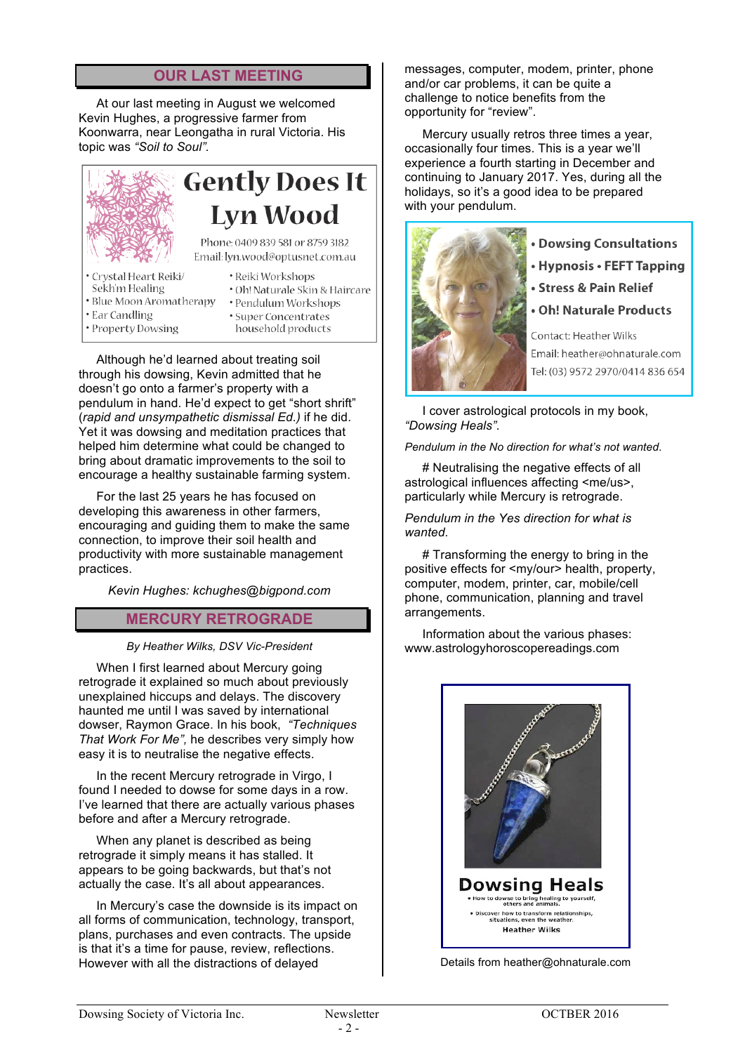## OUR LAST MEETING

At our last meeting in August we welcomed Kevin Hughes, a progressive farmer from Koonwarra, near Leongatha in rural Victoria. His topic was *"Soil to Soul"*.

**Gently Does It**
**Lyn Wood**
Phone: 0409 839 581 or 8759 3182
Email: lyn.wood@optusnet.com.au

- Crystal Heart Reiki/ Sekh'm Healing
- Blue Moon Aromatherapy
- Ear Candling
- Property Dowsing
- Reiki Workshops
- Oh! Naturale Skin & Haircare
- Pendulum Workshops
- Super Concentrates household products

Although he'd learned about treating soil through his dowsing, Kevin admitted that he doesn't go onto a farmer's property with a pendulum in hand. He'd expect to get "short shrift" (*rapid and unsympathetic dismissal Ed.)* if he did. Yet it was dowsing and meditation practices that helped him determine what could be changed to bring about dramatic improvements to the soil to encourage a healthy sustainable farming system.

For the last 25 years he has focused on developing this awareness in other farmers, encouraging and guiding them to make the same connection, to improve their soil health and productivity with more sustainable management practices.

*Kevin Hughes: kchughes@bigpond.com*

## MERCURY RETROGRADE

*By Heather Wilks, DSV Vic-President*

When I first learned about Mercury going retrograde it explained so much about previously unexplained hiccups and delays. The discovery haunted me until I was saved by international dowser, Raymon Grace. In his book, *"Techniques That Work For Me"*, he describes very simply how easy it is to neutralise the negative effects.

In the recent Mercury retrograde in Virgo, I found I needed to dowse for some days in a row. I've learned that there are actually various phases before and after a Mercury retrograde.

When any planet is described as being retrograde it simply means it has stalled. It appears to be going backwards, but that's not actually the case. It's all about appearances.

In Mercury's case the downside is its impact on all forms of communication, technology, transport, plans, purchases and even contracts. The upside is that it's a time for pause, review, reflections. However with all the distractions of delayed messages, computer, modem, printer, phone and/or car problems, it can be quite a challenge to notice benefits from the opportunity for "review".

Mercury usually retros three times a year, occasionally four times. This is a year we'll experience a fourth starting in December and continuing to January 2017. Yes, during all the holidays, so it's a good idea to be prepared with your pendulum.

- **Dowsing Consultations**
- **Hypnosis • FEFT Tapping**
- **Stress & Pain Relief**
- **Oh! Naturale Products**

Contact: Heather Wilks
Email: heather@ohnaturale.com
Tel: (03) 9572 2970/0414 836 654

I cover astrological protocols in my book, *"Dowsing Heals"*.

*Pendulum in the No direction for what's not wanted.*

# Neutralising the negative effects of all astrological influences affecting <me/us>, particularly while Mercury is retrograde.

*Pendulum in the Yes direction for what is wanted.*

# Transforming the energy to bring in the positive effects for <my/our> health, property, computer, modem, printer, car, mobile/cell phone, communication, planning and travel arrangements.

Information about the various phases: www.astrologyhoroscopereadings.com

**Dowsing Heals**
- How to dowse to bring healing to yourself, others and animals.
- Discover how to transform relationships, situations, even the weather.

Heather Wilks

Details from heather@ohnaturale.com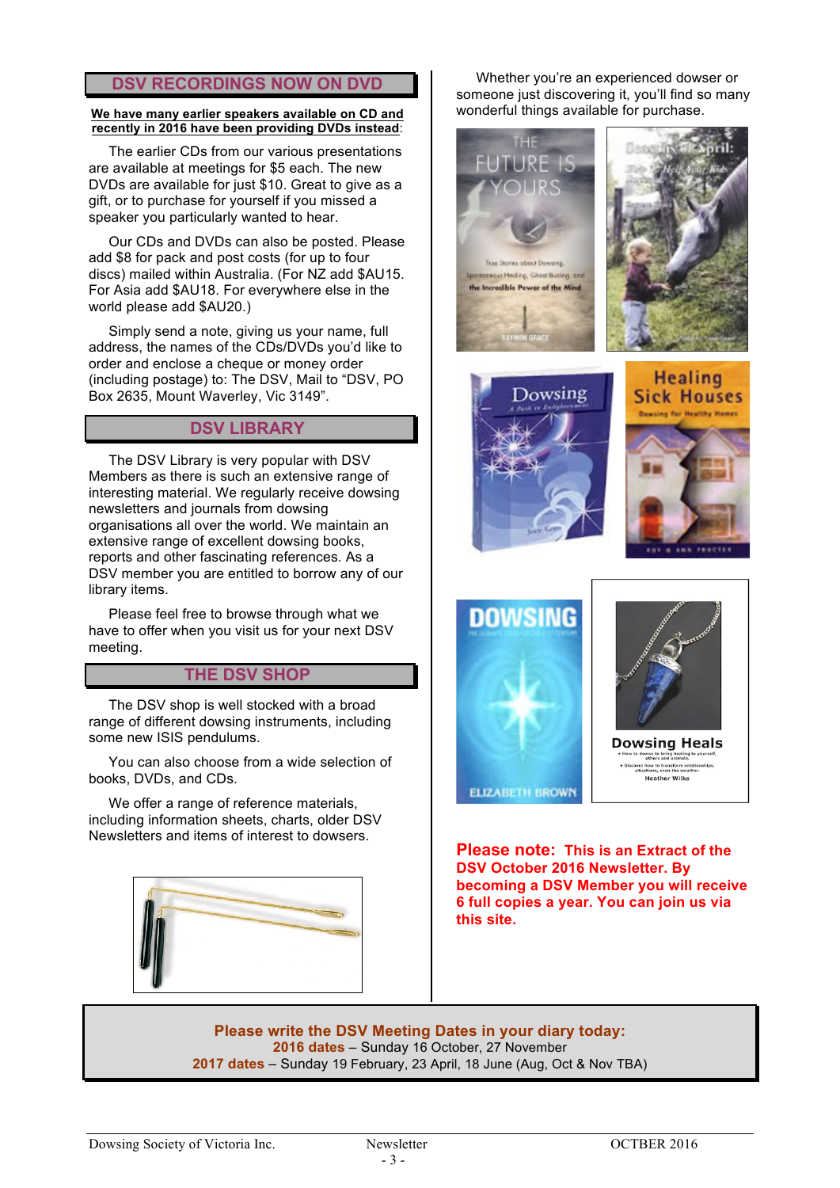## DSV RECORDINGS NOW ON DVD

**We have many earlier speakers available on CD and recently in 2016 have been providing DVDs instead**:

The earlier CDs from our various presentations are available at meetings for $5 each. The new DVDs are available for just $10. Great to give as a gift, or to purchase for yourself if you missed a speaker you particularly wanted to hear.

Our CDs and DVDs can also be posted. Please add $8 for pack and post costs (for up to four discs) mailed within Australia. (For NZ add $AU15. For Asia add $AU18. For everywhere else in the world please add $AU20.)

Simply send a note, giving us your name, full address, the names of the CDs/DVDs you'd like to order and enclose a cheque or money order (including postage) to: The DSV, Mail to "DSV, PO Box 2635, Mount Waverley, Vic 3149".

## DSV LIBRARY

The DSV Library is very popular with DSV Members as there is such an extensive range of interesting material. We regularly receive dowsing newsletters and journals from dowsing organisations all over the world. We maintain an extensive range of excellent dowsing books, reports and other fascinating references. As a DSV member you are entitled to borrow any of our library items.

Please feel free to browse through what we have to offer when you visit us for your next DSV meeting.

## THE DSV SHOP

The DSV shop is well stocked with a broad range of different dowsing instruments, including some new ISIS pendulums.

You can also choose from a wide selection of books, DVDs, and CDs.

We offer a range of reference materials, including information sheets, charts, older DSV Newsletters and items of interest to dowsers.

Whether you're an experienced dowser or someone just discovering it, you'll find so many wonderful things available for purchase.

**Please note: This is an Extract of the DSV October 2016 Newsletter. By becoming a DSV Member you will receive 6 full copies a year. You can join us via this site.**

**Please write the DSV Meeting Dates in your diary today:**
**2016 dates** – Sunday 16 October, 27 November
**2017 dates** – Sunday 19 February, 23 April, 18 June (Aug, Oct & Nov TBA)